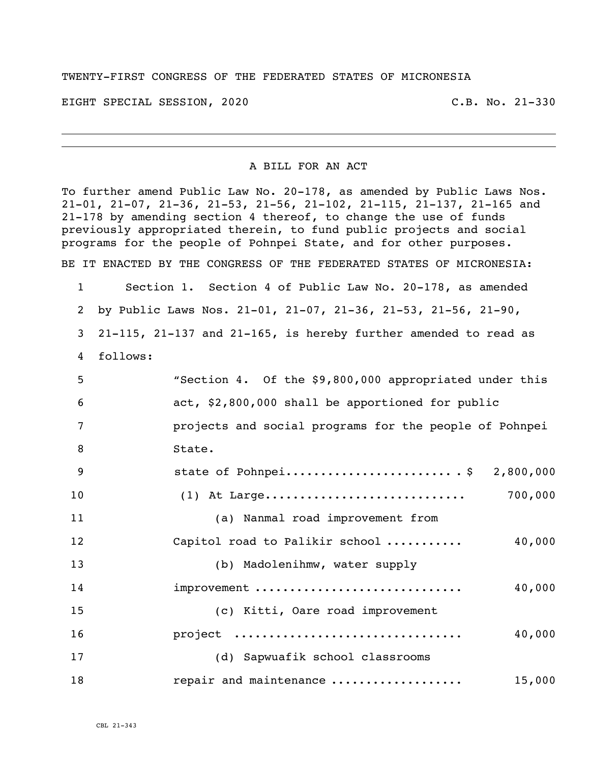TWENTY-FIRST CONGRESS OF THE FEDERATED STATES OF MICRONESIA

EIGHT SPECIAL SESSION, 2020 C.B. No. 21-330

---

A BILL FOR AN ACT

To further amend Public Law No. 20-178, as amended by Public Laws Nos. 21-01, 21-07, 21-36, 21-53, 21-56, 21-102, 21-115, 21-137, 21-165 and 21-178 by amending section 4 thereof, to change the use of funds previously appropriated therein, to fund public projects and social programs for the people of Pohnpei State, and for other purposes.

BE IT ENACTED BY THE CONGRESS OF THE FEDERATED STATES OF MICRONESIA:

1 Section 1. Section 4 of Public Law No. 20-178, as amended
2 by Public Laws Nos. 21-01, 21-07, 21-36, 21-53, 21-56, 21-90,
3 21-115, 21-137 and 21-165, is hereby further amended to read as
4 follows:

5 "Section 4. Of the $9,800,000 appropriated under this
6 act, $2,800,000 shall be apportioned for public
7 projects and social programs for the people of Pohnpei
8 State.

9 state of Pohnpei........................ $ 2,800,000
10 (1) At Large............................ 700,000
11 (a) Nanmal road improvement from
12 Capitol road to Palikir school ........... 40,000
13 (b) Madolenihmw, water supply
14 improvement ............................. 40,000
15 (c) Kitti, Oare road improvement
16 project ................................ 40,000
17 (d) Sapwuafik school classrooms
18 repair and maintenance .................. 15,000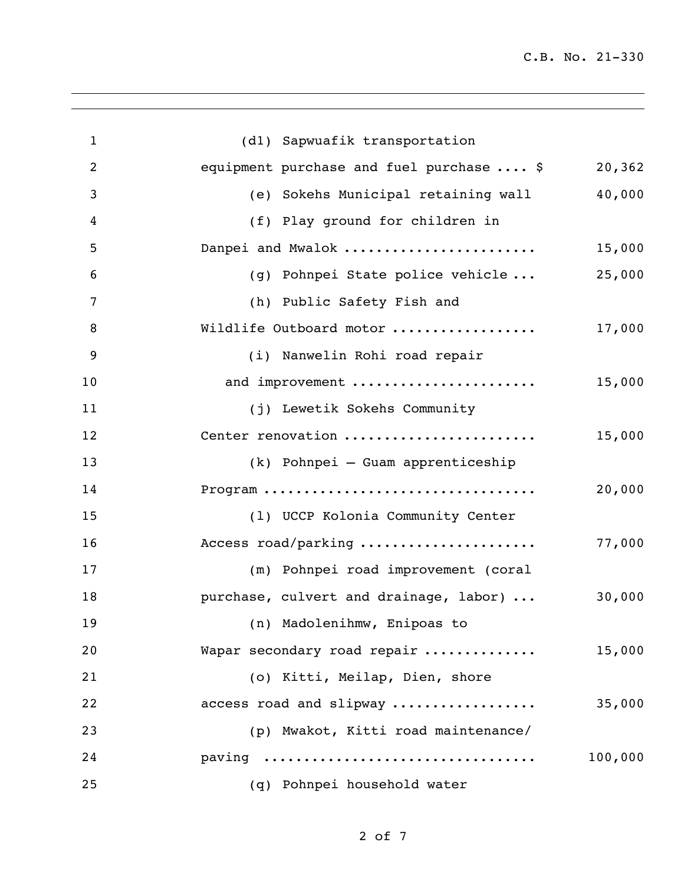| Item | Amount |
|---|---|
| (d1) Sapwuafik transportation equipment purchase and fuel purchase .... | $ 20,362 |
| (e) Sokehs Municipal retaining wall | 40,000 |
| (f) Play ground for children in Danpei and Mwalok ........................ | 15,000 |
| (g) Pohnpei State police vehicle ... | 25,000 |
| (h) Public Safety Fish and Wildlife Outboard motor .................. | 17,000 |
| (i) Nanwelin Rohi road repair and improvement ...................... | 15,000 |
| (j) Lewetik Sokehs Community Center renovation ........................ | 15,000 |
| (k) Pohnpei – Guam apprenticeship Program ................................. | 20,000 |
| (l) UCCP Kolonia Community Center Access road/parking ...................... | 77,000 |
| (m) Pohnpei road improvement (coral purchase, culvert and drainage, labor) ... | 30,000 |
| (n) Madolenihmw, Enipoas to Wapar secondary road repair .............. | 15,000 |
| (o) Kitti, Meilap, Dien, shore access road and slipway .................. | 35,000 |
| (p) Mwakot, Kitti road maintenance/ paving ................................. | 100,000 |
| (q) Pohnpei household water | |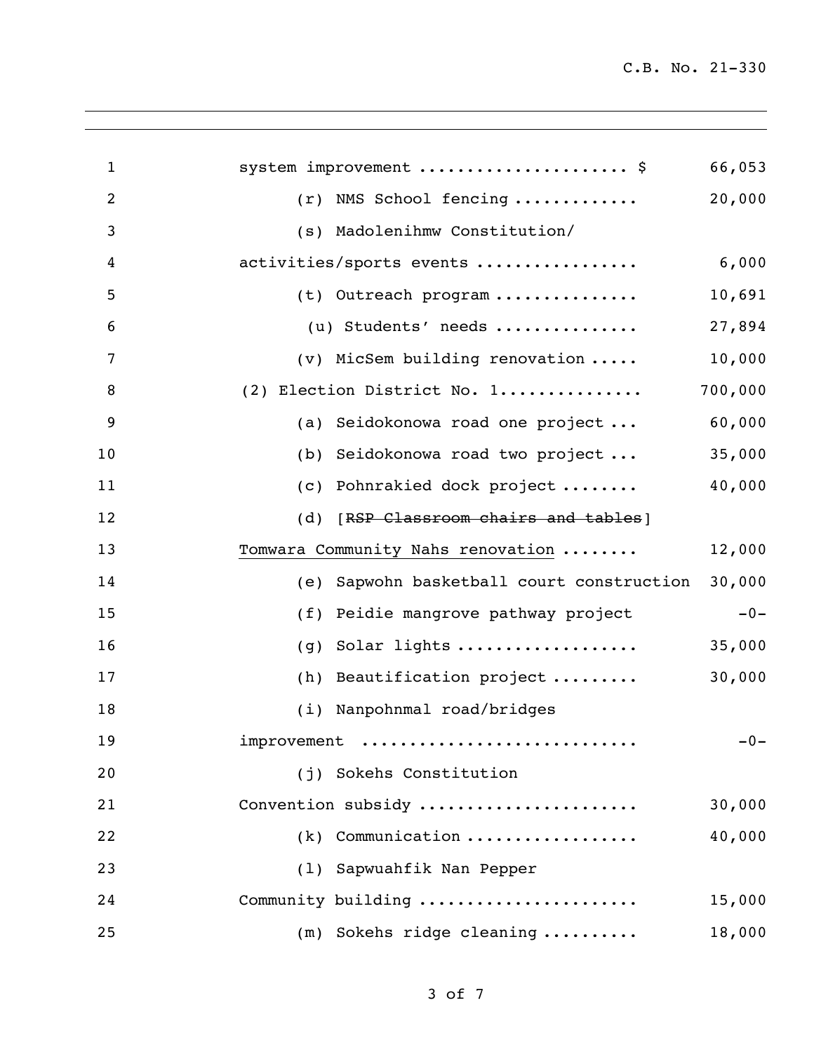system improvement ..................... $ 66,053

(r) NMS School fencing ............ 20,000

(s) Madolenihmw Constitution/ activities/sports events ................ 6,000

(t) Outreach program .............. 10,691

(u) Students' needs .............. 27,894

(v) MicSem building renovation ..... 10,000

(2) Election District No. 1.............. 700,000

(a) Seidokonowa road one project ... 60,000

(b) Seidokonowa road two project ... 35,000

(c) Pohnrakied dock project ........ 40,000

(d) [~~RSP Classroom chairs and tables~~] <u>Tomwara Community Nahs renovation</u> ........ 12,000

(e) Sapwohn basketball court construction 30,000

(f) Peidie mangrove pathway project -0-

(g) Solar lights .................. 35,000

(h) Beautification project ......... 30,000

(i) Nanpohnmal road/bridges improvement ........................... -0-

(j) Sokehs Constitution Convention subsidy ...................... 30,000

(k) Communication ................. 40,000

(l) Sapwuahfik Nan Pepper Community building ...................... 15,000

(m) Sokehs ridge cleaning .......... 18,000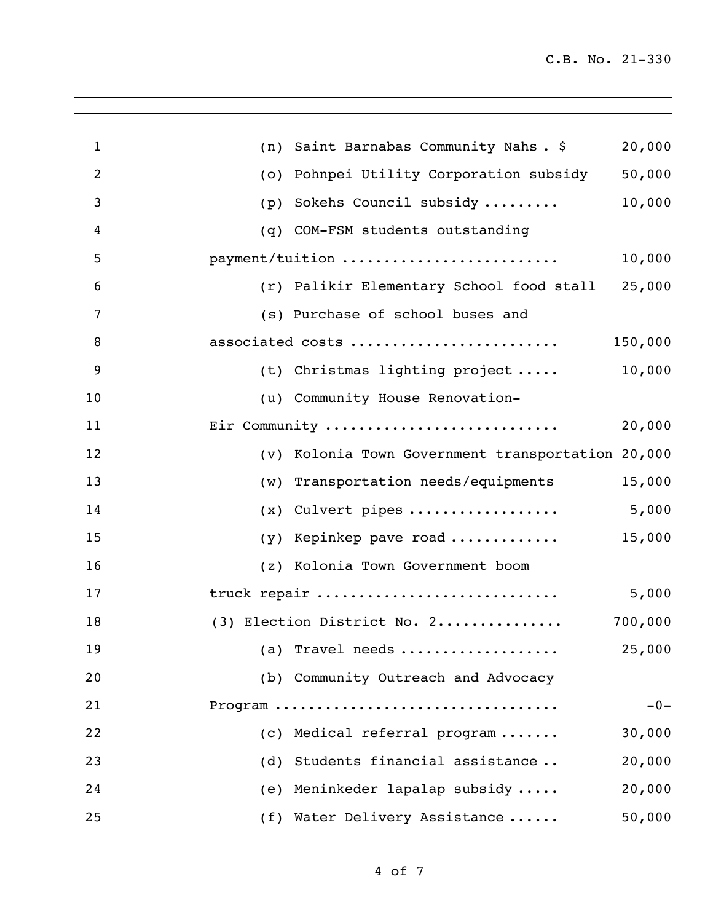(n) Saint Barnabas Community Nahs . $ 20,000

(o) Pohnpei Utility Corporation subsidy 50,000

(p) Sokehs Council subsidy ......... 10,000

(q) COM-FSM students outstanding payment/tuition ......................... 10,000

(r) Palikir Elementary School food stall 25,000

(s) Purchase of school buses and associated costs ........................ 150,000

(t) Christmas lighting project ..... 10,000

(u) Community House Renovation-Eir Community ........................... 20,000

(v) Kolonia Town Government transportation 20,000

(w) Transportation needs/equipments 15,000

(x) Culvert pipes ................. 5,000

(y) Kepinkep pave road ............ 15,000

(z) Kolonia Town Government boom truck repair ............................ 5,000

(3) Election District No. 2.............. 700,000

(a) Travel needs .................. 25,000

(b) Community Outreach and Advocacy Program ................................ -0-

(c) Medical referral program ....... 30,000

(d) Students financial assistance .. 20,000

(e) Meninkeder lapalap subsidy ..... 20,000

(f) Water Delivery Assistance ...... 50,000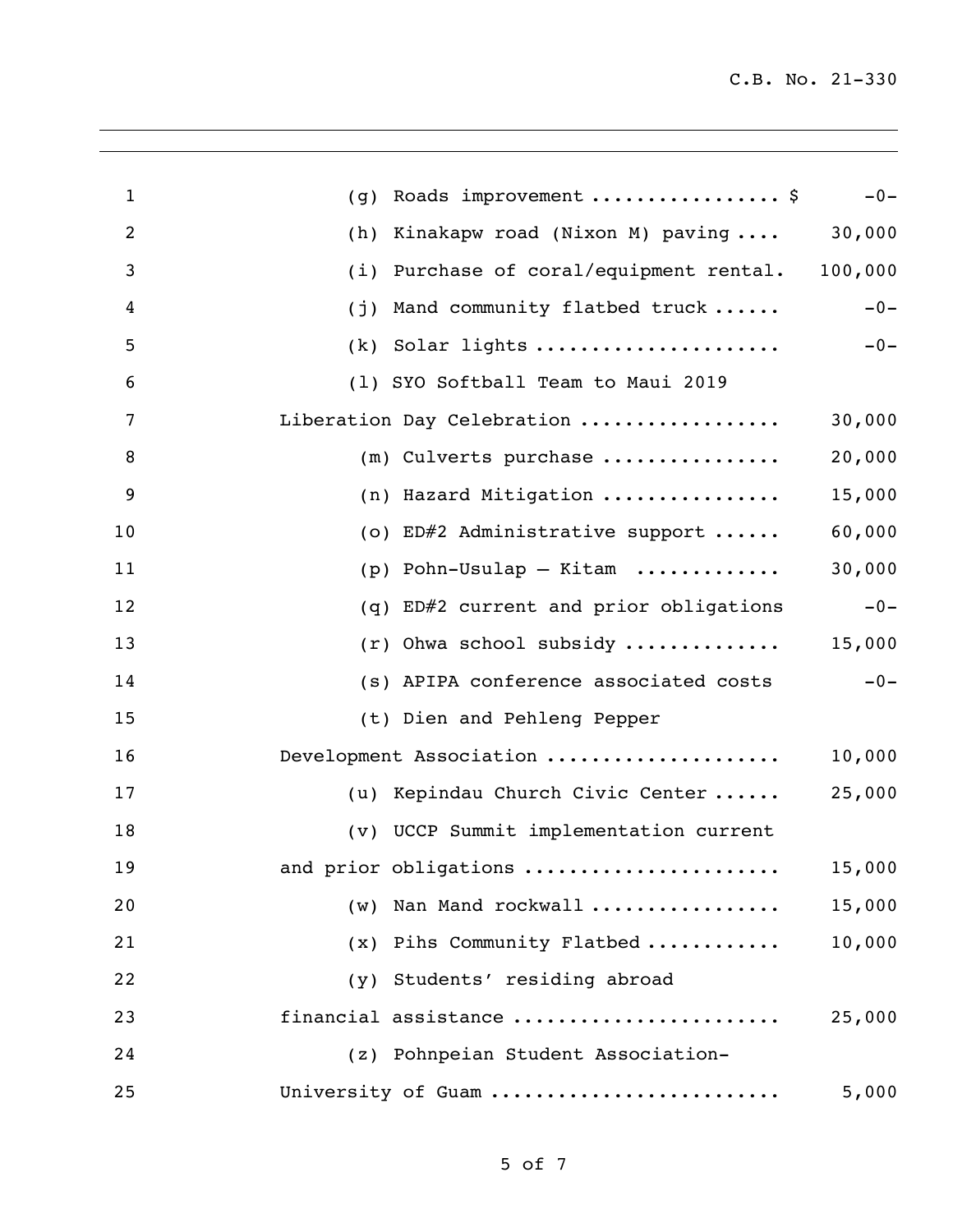| | Item | Amount |
|---|---|---|
| 1 | (g) Roads improvement ................ $ | -0- |
| 2 | (h) Kinakapw road (Nixon M) paving .... | 30,000 |
| 3 | (i) Purchase of coral/equipment rental. | 100,000 |
| 4 | (j) Mand community flatbed truck ...... | -0- |
| 5 | (k) Solar lights ..................... | -0- |
| 6 | (l) SYO Softball Team to Maui 2019 | |
| 7 | Liberation Day Celebration ................. | 30,000 |
| 8 | (m) Culverts purchase ............... | 20,000 |
| 9 | (n) Hazard Mitigation ............... | 15,000 |
| 10 | (o) ED#2 Administrative support ...... | 60,000 |
| 11 | (p) Pohn-Usulap – Kitam ............ | 30,000 |
| 12 | (q) ED#2 current and prior obligations | -0- |
| 13 | (r) Ohwa school subsidy ............. | 15,000 |
| 14 | (s) APIPA conference associated costs | -0- |
| 15 | (t) Dien and Pehleng Pepper | |
| 16 | Development Association .................... | 10,000 |
| 17 | (u) Kepindau Church Civic Center ...... | 25,000 |
| 18 | (v) UCCP Summit implementation current | |
| 19 | and prior obligations ...................... | 15,000 |
| 20 | (w) Nan Mand rockwall ................ | 15,000 |
| 21 | (x) Pihs Community Flatbed ........... | 10,000 |
| 22 | (y) Students' residing abroad | |
| 23 | financial assistance ....................... | 25,000 |
| 24 | (z) Pohnpeian Student Association- | |
| 25 | University of Guam ......................... | 5,000 |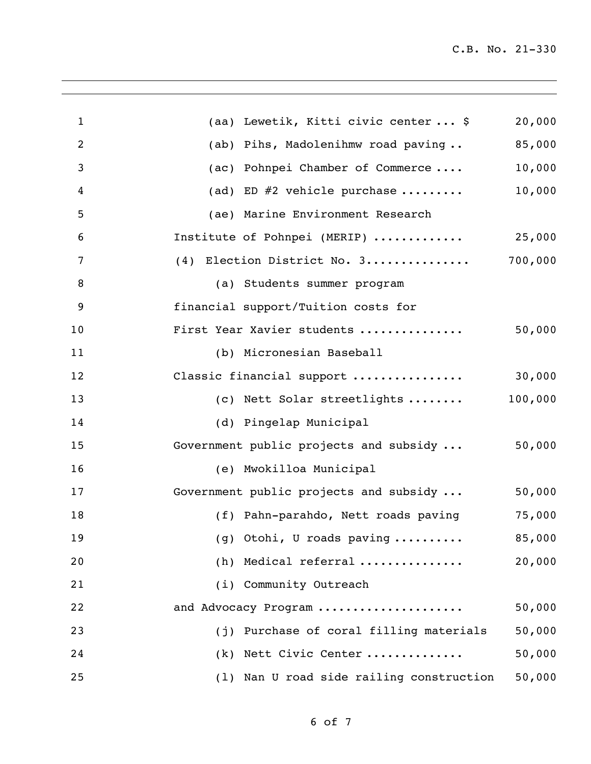| | |
|---|---|
| (aa) Lewetik, Kitti civic center ... $ | 20,000 |
| (ab) Pihs, Madolenihmw road paving .. | 85,000 |
| (ac) Pohnpei Chamber of Commerce .... | 10,000 |
| (ad) ED #2 vehicle purchase ......... | 10,000 |
| (ae) Marine Environment Research Institute of Pohnpei (MERIP) ............ | 25,000 |
| (4) Election District No. 3............... | 700,000 |
| (a) Students summer program financial support/Tuition costs for First Year Xavier students .............. | 50,000 |
| (b) Micronesian Baseball Classic financial support ............... | 30,000 |
| (c) Nett Solar streetlights ........ | 100,000 |
| (d) Pingelap Municipal Government public projects and subsidy ... | 50,000 |
| (e) Mwokilloa Municipal Government public projects and subsidy ... | 50,000 |
| (f) Pahn-parahdo, Nett roads paving | 75,000 |
| (g) Otohi, U roads paving .......... | 85,000 |
| (h) Medical referral .............. | 20,000 |
| (i) Community Outreach and Advocacy Program .................... | 50,000 |
| (j) Purchase of coral filling materials | 50,000 |
| (k) Nett Civic Center ............. | 50,000 |
| (l) Nan U road side railing construction | 50,000 |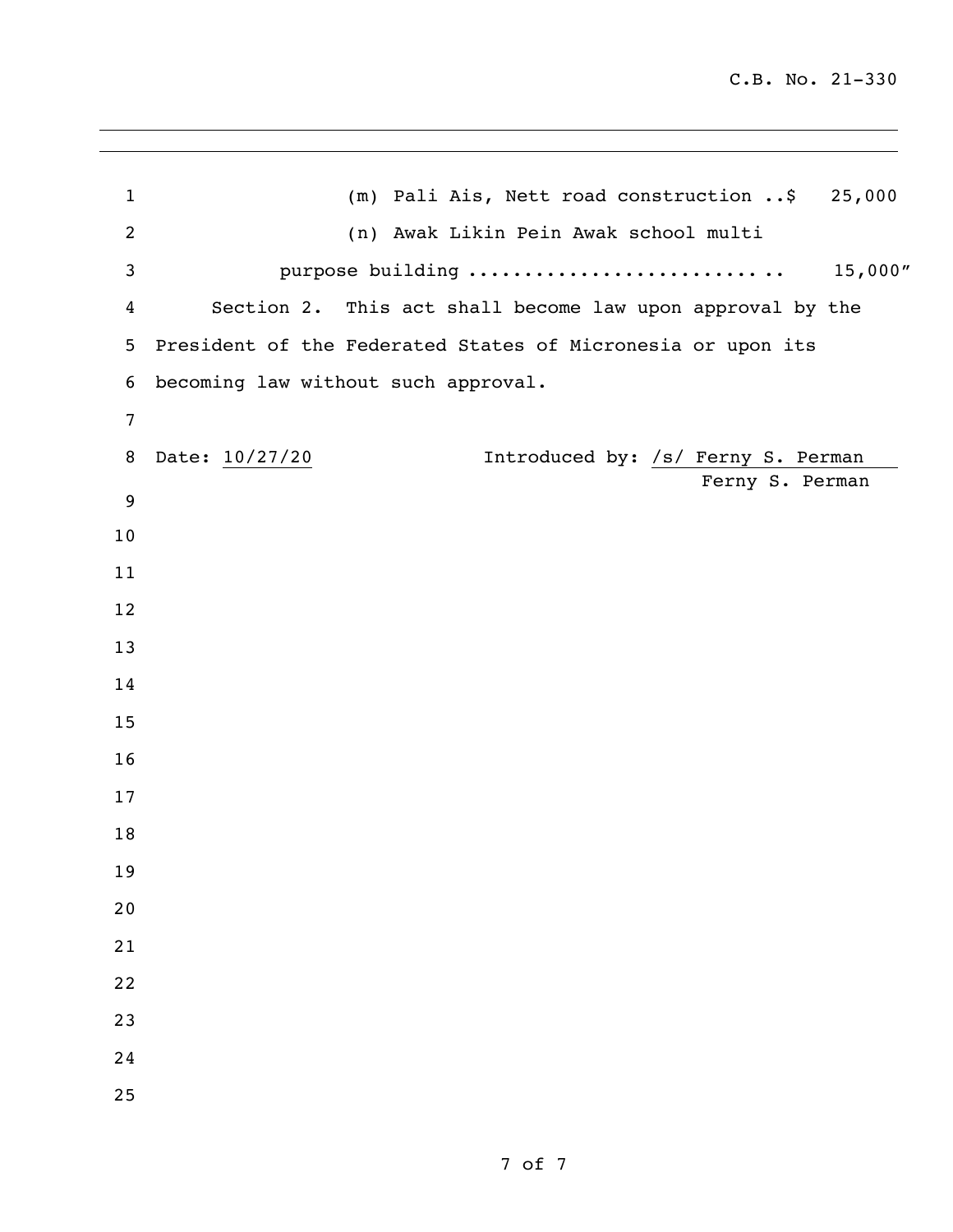(m) Pali Ais, Nett road construction ..$ 25,000

(n) Awak Likin Pein Awak school multi purpose building .......................... 15,000"

Section 2. This act shall become law upon approval by the President of the Federated States of Micronesia or upon its becoming law without such approval.

Date: 10/27/20

Introduced by: /s/ Ferny S. Perman
Ferny S. Perman